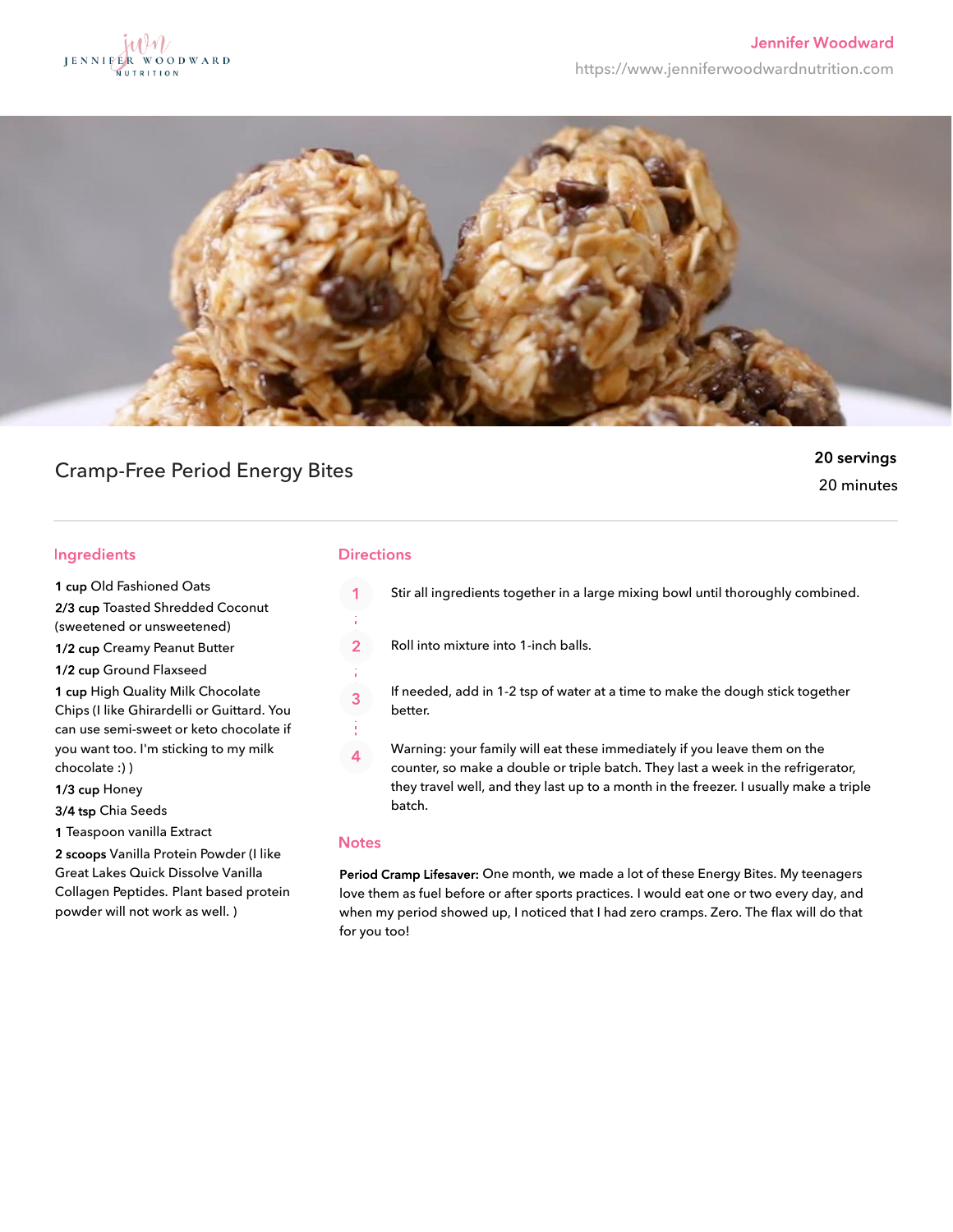Jennifer Woodward
https://www.jenniferwoodwardnutrition.com

# Cramp-Free Period Energy Bites

**20 servings**
20 minutes

## Ingredients

**1 cup** Old Fashioned Oats
**2/3 cup** Toasted Shredded Coconut (sweetened or unsweetened)
**1/2 cup** Creamy Peanut Butter
**1/2 cup** Ground Flaxseed
**1 cup** High Quality Milk Chocolate Chips (I like Ghirardelli or Guittard. You can use semi-sweet or keto chocolate if you want too. I'm sticking to my milk chocolate :) )
**1/3 cup** Honey
**3/4 tsp** Chia Seeds
**1** Teaspoon vanilla Extract
**2 scoops** Vanilla Protein Powder (I like Great Lakes Quick Dissolve Vanilla Collagen Peptides. Plant based protein powder will not work as well. )

## Directions

1. Stir all ingredients together in a large mixing bowl until thoroughly combined.
2. Roll into mixture into 1-inch balls.
3. If needed, add in 1-2 tsp of water at a time to make the dough stick together better.
4. Warning: your family will eat these immediately if you leave them on the counter, so make a double or triple batch. They last a week in the refrigerator, they travel well, and they last up to a month in the freezer. I usually make a triple batch.

## Notes

**Period Cramp Lifesaver:** One month, we made a lot of these Energy Bites. My teenagers love them as fuel before or after sports practices. I would eat one or two every day, and when my period showed up, I noticed that I had zero cramps. Zero. The flax will do that for you too!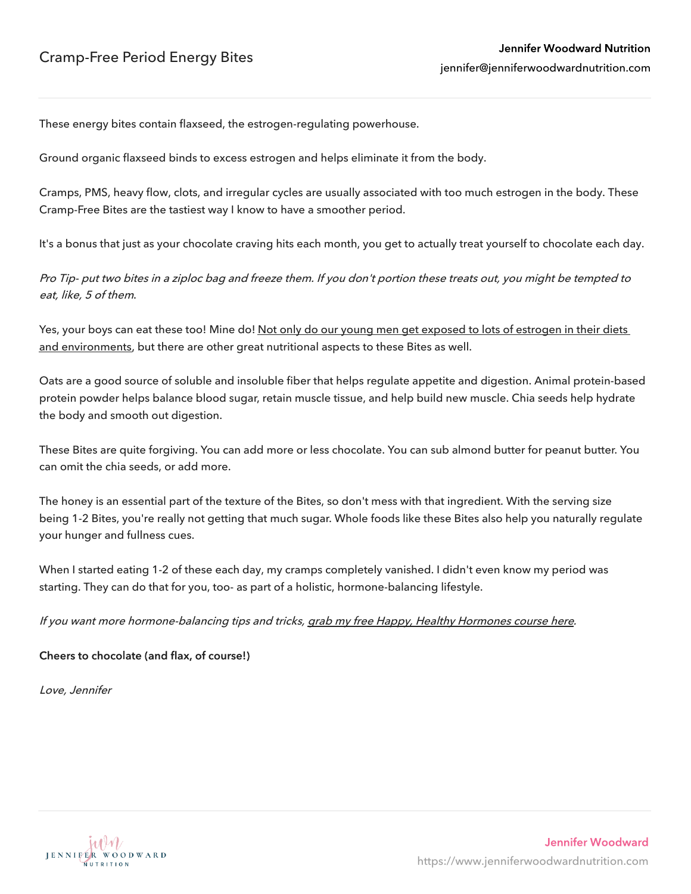These energy bites contain flaxseed, the estrogen-regulating powerhouse.

Ground organic flaxseed binds to excess estrogen and helps eliminate it from the body.

Cramps, PMS, heavy flow, clots, and irregular cycles are usually associated with too much estrogen in the body. These Cramp-Free Bites are the tastiest way I know to have a smoother period.

It's a bonus that just as your chocolate craving hits each month, you get to actually treat yourself to chocolate each day.

*Pro Tip- put two bites in a ziploc bag and freeze them. If you don't portion these treats out, you might be tempted to eat, like, 5 of them*.

Yes, your boys can eat these too! Mine do! Not only do our young men get exposed to lots of estrogen in their diets and environments, but there are other great nutritional aspects to these Bites as well.

Oats are a good source of soluble and insoluble fiber that helps regulate appetite and digestion. Animal protein-based protein powder helps balance blood sugar, retain muscle tissue, and help build new muscle. Chia seeds help hydrate the body and smooth out digestion.

These Bites are quite forgiving. You can add more or less chocolate. You can sub almond butter for peanut butter. You can omit the chia seeds, or add more.

The honey is an essential part of the texture of the Bites, so don't mess with that ingredient. With the serving size being 1-2 Bites, you're really not getting that much sugar. Whole foods like these Bites also help you naturally regulate your hunger and fullness cues.

When I started eating 1-2 of these each day, my cramps completely vanished. I didn't even know my period was starting. They can do that for you, too- as part of a holistic, hormone-balancing lifestyle.

*If you want more hormone-balancing tips and tricks, grab my free Happy, Healthy Hormones course here*.

**Cheers to chocolate (and flax, of course!)**

*Love, Jennifer*